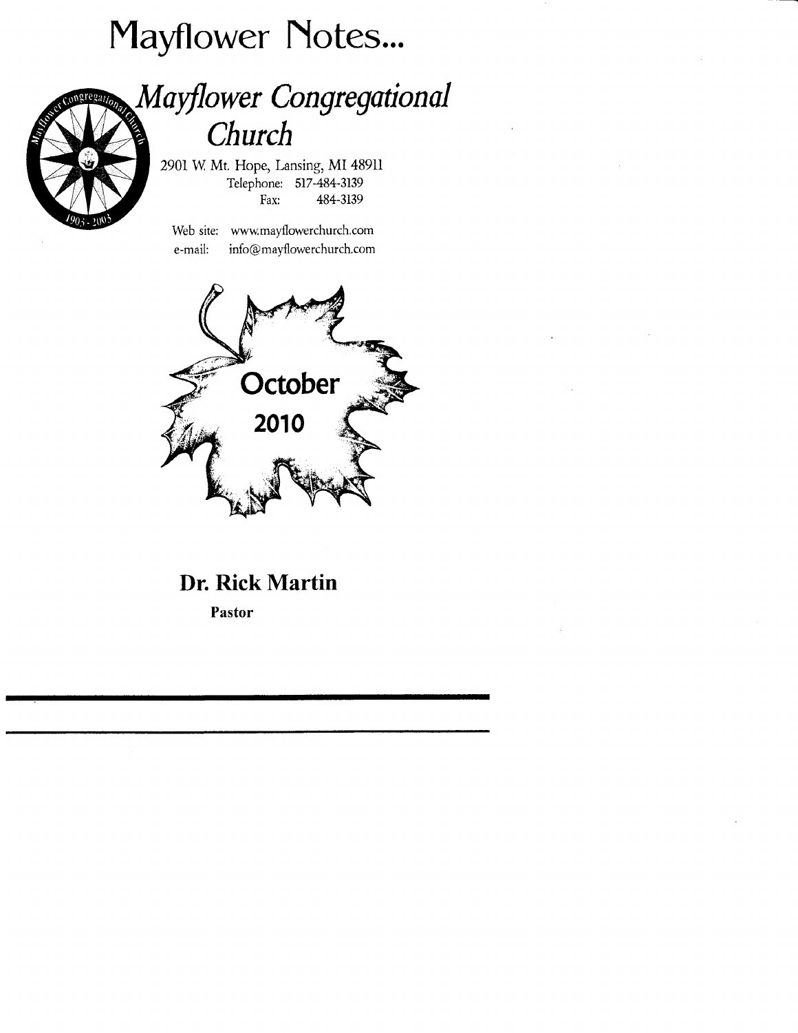# Mayflower Notes...

## *Mayflower Congregational Church*

2901 W. Mt. Hope, Lansing, MI 48911
Telephone: 517-484-3139
Fax: 484-3139

Web site: www.mayflowerchurch.com
e-mail: info@mayflowerchurch.com

**October**
**2010**

**Dr. Rick Martin**
**Pastor**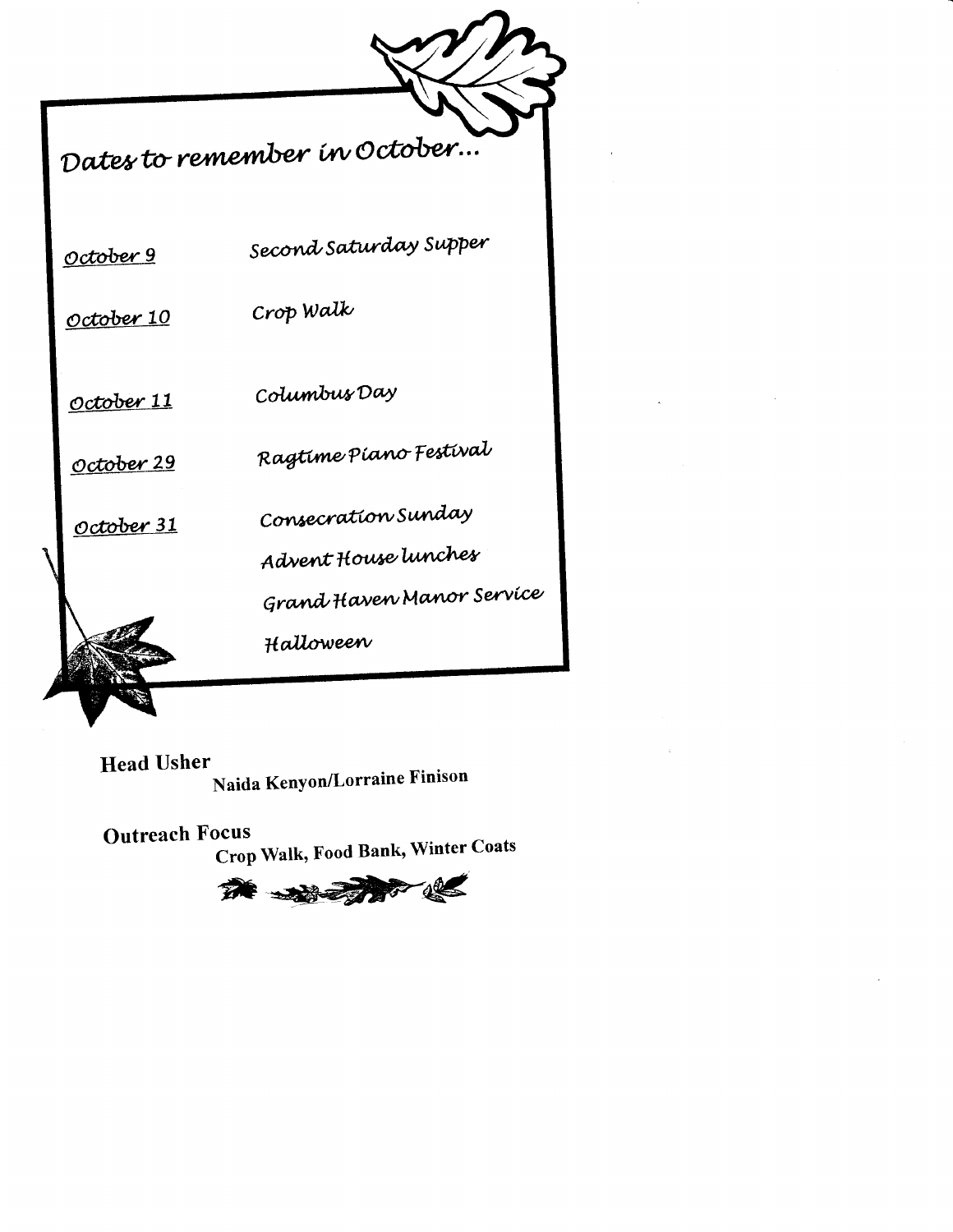## Dates to remember in October...

| | |
|---|---|
| October 9 | Second Saturday Supper |
| October 10 | Crop Walk |
| October 11 | Columbus Day |
| October 29 | Ragtime Piano Festival |
| October 31 | Consecration Sunday |
| | Advent House lunches |
| | Grand Haven Manor Service |
| | Halloween |

**Head Usher**

**Naida Kenyon/Lorraine Finison**

**Outreach Focus**

**Crop Walk, Food Bank, Winter Coats**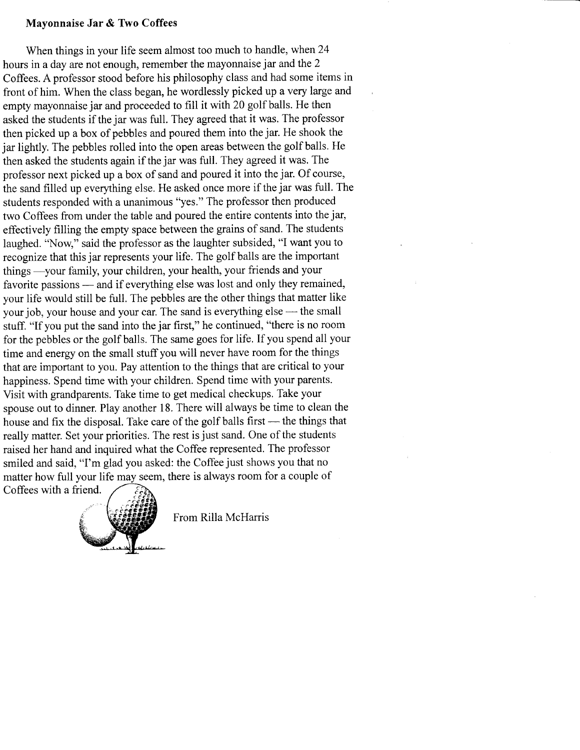**Mayonnaise Jar & Two Coffees**

When things in your life seem almost too much to handle, when 24 hours in a day are not enough, remember the mayonnaise jar and the 2 Coffees. A professor stood before his philosophy class and had some items in front of him. When the class began, he wordlessly picked up a very large and empty mayonnaise jar and proceeded to fill it with 20 golf balls. He then asked the students if the jar was full. They agreed that it was. The professor then picked up a box of pebbles and poured them into the jar. He shook the jar lightly. The pebbles rolled into the open areas between the golf balls. He then asked the students again if the jar was full. They agreed it was. The professor next picked up a box of sand and poured it into the jar. Of course, the sand filled up everything else. He asked once more if the jar was full. The students responded with a unanimous "yes." The professor then produced two Coffees from under the table and poured the entire contents into the jar, effectively filling the empty space between the grains of sand. The students laughed. "Now," said the professor as the laughter subsided, "I want you to recognize that this jar represents your life. The golf balls are the important things —your family, your children, your health, your friends and your favorite passions — and if everything else was lost and only they remained, your life would still be full. The pebbles are the other things that matter like your job, your house and your car. The sand is everything else — the small stuff. "If you put the sand into the jar first," he continued, "there is no room for the pebbles or the golf balls. The same goes for life. If you spend all your time and energy on the small stuff you will never have room for the things that are important to you. Pay attention to the things that are critical to your happiness. Spend time with your children. Spend time with your parents. Visit with grandparents. Take time to get medical checkups. Take your spouse out to dinner. Play another 18. There will always be time to clean the house and fix the disposal. Take care of the golf balls first — the things that really matter. Set your priorities. The rest is just sand. One of the students raised her hand and inquired what the Coffee represented. The professor smiled and said, "I'm glad you asked: the Coffee just shows you that no matter how full your life may seem, there is always room for a couple of Coffees with a friend.

From Rilla McHarris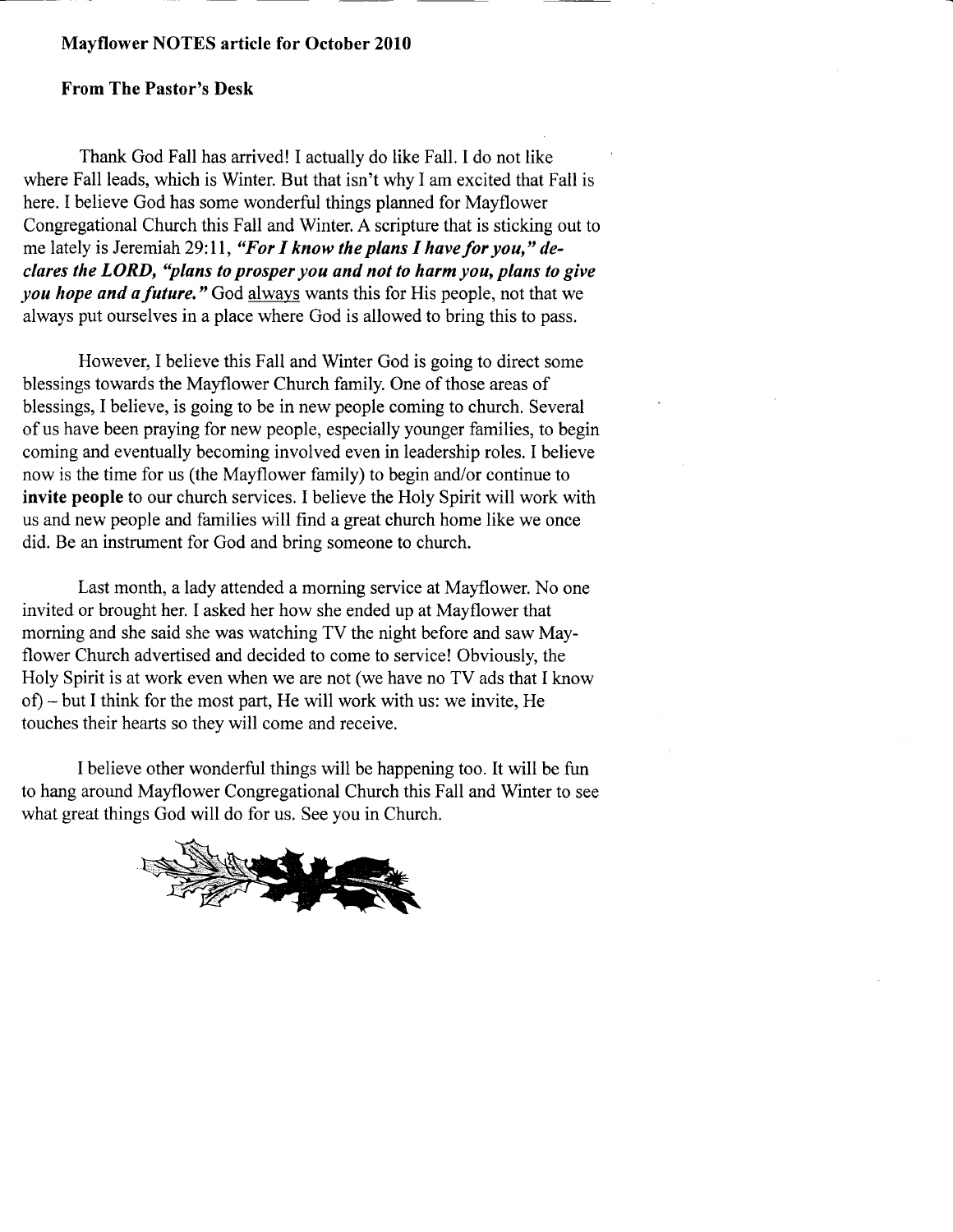**Mayflower NOTES article for October 2010**

**From The Pastor's Desk**

Thank God Fall has arrived! I actually do like Fall. I do not like where Fall leads, which is Winter. But that isn't why I am excited that Fall is here. I believe God has some wonderful things planned for Mayflower Congregational Church this Fall and Winter. A scripture that is sticking out to me lately is Jeremiah 29:11, ***"For I know the plans I have for you," declares the LORD, "plans to prosper you and not to harm you, plans to give you hope and a future."*** God always wants this for His people, not that we always put ourselves in a place where God is allowed to bring this to pass.

However, I believe this Fall and Winter God is going to direct some blessings towards the Mayflower Church family. One of those areas of blessings, I believe, is going to be in new people coming to church. Several of us have been praying for new people, especially younger families, to begin coming and eventually becoming involved even in leadership roles. I believe now is the time for us (the Mayflower family) to begin and/or continue to **invite people** to our church services. I believe the Holy Spirit will work with us and new people and families will find a great church home like we once did. Be an instrument for God and bring someone to church.

Last month, a lady attended a morning service at Mayflower. No one invited or brought her. I asked her how she ended up at Mayflower that morning and she said she was watching TV the night before and saw Mayflower Church advertised and decided to come to service! Obviously, the Holy Spirit is at work even when we are not (we have no TV ads that I know of) – but I think for the most part, He will work with us: we invite, He touches their hearts so they will come and receive.

I believe other wonderful things will be happening too. It will be fun to hang around Mayflower Congregational Church this Fall and Winter to see what great things God will do for us. See you in Church.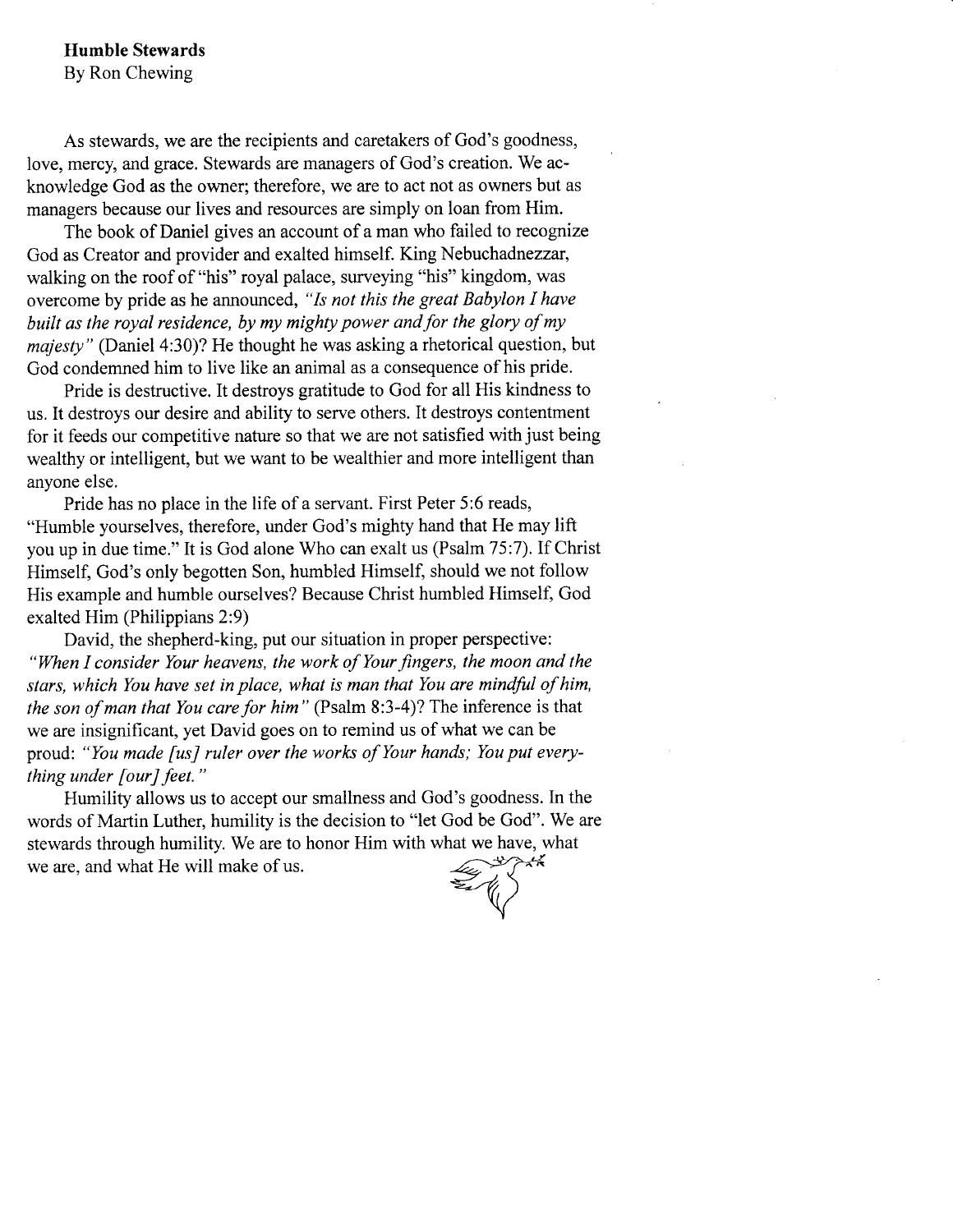**Humble Stewards**

By Ron Chewing

As stewards, we are the recipients and caretakers of God's goodness, love, mercy, and grace. Stewards are managers of God's creation. We acknowledge God as the owner; therefore, we are to act not as owners but as managers because our lives and resources are simply on loan from Him.

The book of Daniel gives an account of a man who failed to recognize God as Creator and provider and exalted himself. King Nebuchadnezzar, walking on the roof of "his" royal palace, surveying "his" kingdom, was overcome by pride as he announced, *"Is not this the great Babylon I have built as the royal residence, by my mighty power and for the glory of my majesty"* (Daniel 4:30)? He thought he was asking a rhetorical question, but God condemned him to live like an animal as a consequence of his pride.

Pride is destructive. It destroys gratitude to God for all His kindness to us. It destroys our desire and ability to serve others. It destroys contentment for it feeds our competitive nature so that we are not satisfied with just being wealthy or intelligent, but we want to be wealthier and more intelligent than anyone else.

Pride has no place in the life of a servant. First Peter 5:6 reads, "Humble yourselves, therefore, under God's mighty hand that He may lift you up in due time." It is God alone Who can exalt us (Psalm 75:7). If Christ Himself, God's only begotten Son, humbled Himself, should we not follow His example and humble ourselves? Because Christ humbled Himself, God exalted Him (Philippians 2:9)

David, the shepherd-king, put our situation in proper perspective: *"When I consider Your heavens, the work of Your fingers, the moon and the stars, which You have set in place, what is man that You are mindful of him, the son of man that You care for him"* (Psalm 8:3-4)? The inference is that we are insignificant, yet David goes on to remind us of what we can be proud: *"You made [us] ruler over the works of Your hands; You put everything under [our] feet."*

Humility allows us to accept our smallness and God's goodness. In the words of Martin Luther, humility is the decision to "let God be God". We are stewards through humility. We are to honor Him with what we have, what we are, and what He will make of us.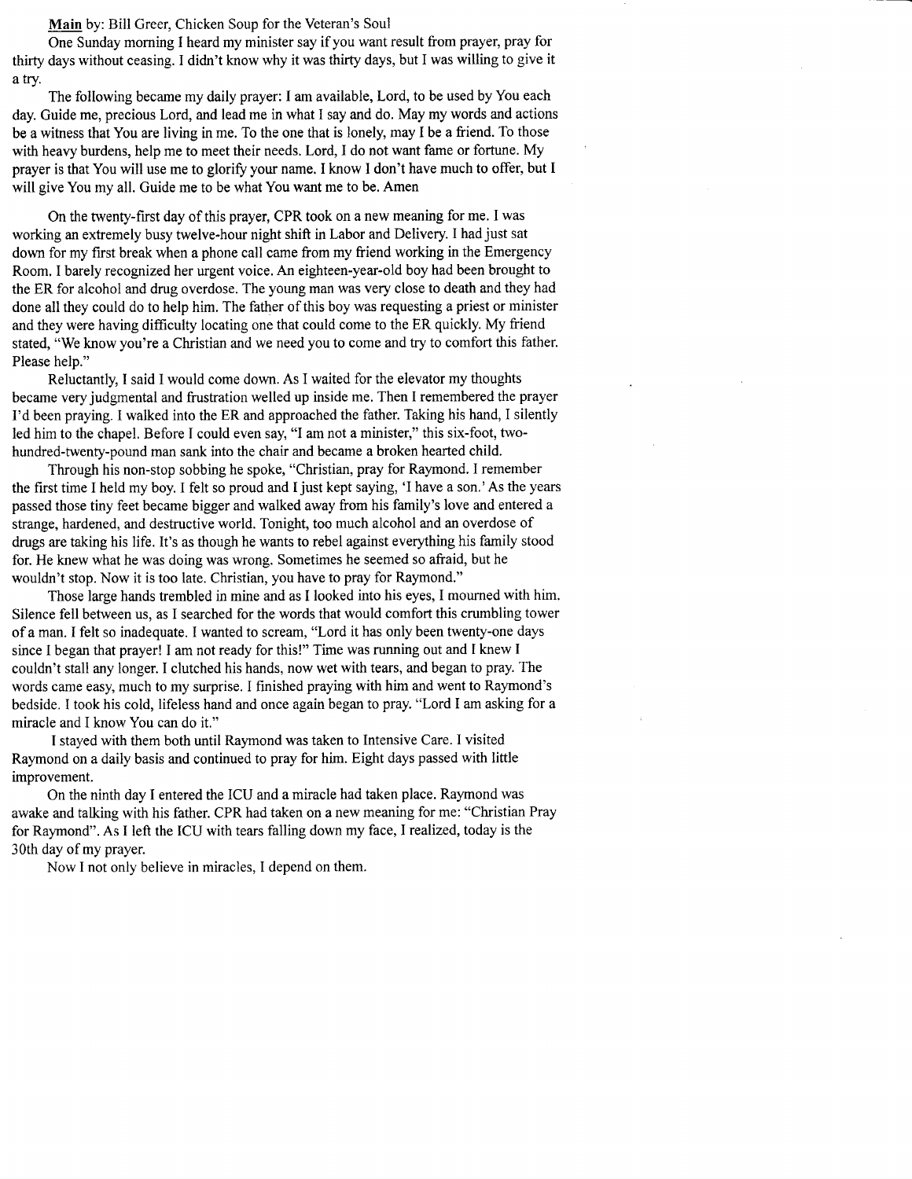**Main** by: Bill Greer, Chicken Soup for the Veteran's Soul

One Sunday morning I heard my minister say if you want result from prayer, pray for thirty days without ceasing. I didn't know why it was thirty days, but I was willing to give it a try.

The following became my daily prayer: I am available, Lord, to be used by You each day. Guide me, precious Lord, and lead me in what I say and do. May my words and actions be a witness that You are living in me. To the one that is lonely, may I be a friend. To those with heavy burdens, help me to meet their needs. Lord, I do not want fame or fortune. My prayer is that You will use me to glorify your name. I know I don't have much to offer, but I will give You my all. Guide me to be what You want me to be. Amen

On the twenty-first day of this prayer, CPR took on a new meaning for me. I was working an extremely busy twelve-hour night shift in Labor and Delivery. I had just sat down for my first break when a phone call came from my friend working in the Emergency Room. I barely recognized her urgent voice. An eighteen-year-old boy had been brought to the ER for alcohol and drug overdose. The young man was very close to death and they had done all they could do to help him. The father of this boy was requesting a priest or minister and they were having difficulty locating one that could come to the ER quickly. My friend stated, "We know you're a Christian and we need you to come and try to comfort this father. Please help."

Reluctantly, I said I would come down. As I waited for the elevator my thoughts became very judgmental and frustration welled up inside me. Then I remembered the prayer I'd been praying. I walked into the ER and approached the father. Taking his hand, I silently led him to the chapel. Before I could even say, "I am not a minister," this six-foot, two-hundred-twenty-pound man sank into the chair and became a broken hearted child.

Through his non-stop sobbing he spoke, "Christian, pray for Raymond. I remember the first time I held my boy. I felt so proud and I just kept saying, 'I have a son.' As the years passed those tiny feet became bigger and walked away from his family's love and entered a strange, hardened, and destructive world. Tonight, too much alcohol and an overdose of drugs are taking his life. It's as though he wants to rebel against everything his family stood for. He knew what he was doing was wrong. Sometimes he seemed so afraid, but he wouldn't stop. Now it is too late. Christian, you have to pray for Raymond."

Those large hands trembled in mine and as I looked into his eyes, I mourned with him. Silence fell between us, as I searched for the words that would comfort this crumbling tower of a man. I felt so inadequate. I wanted to scream, "Lord it has only been twenty-one days since I began that prayer! I am not ready for this!" Time was running out and I knew I couldn't stall any longer. I clutched his hands, now wet with tears, and began to pray. The words came easy, much to my surprise. I finished praying with him and went to Raymond's bedside. I took his cold, lifeless hand and once again began to pray. "Lord I am asking for a miracle and I know You can do it."

I stayed with them both until Raymond was taken to Intensive Care. I visited Raymond on a daily basis and continued to pray for him. Eight days passed with little improvement.

On the ninth day I entered the ICU and a miracle had taken place. Raymond was awake and talking with his father. CPR had taken on a new meaning for me: "Christian Pray for Raymond". As I left the ICU with tears falling down my face, I realized, today is the 30th day of my prayer.

Now I not only believe in miracles, I depend on them.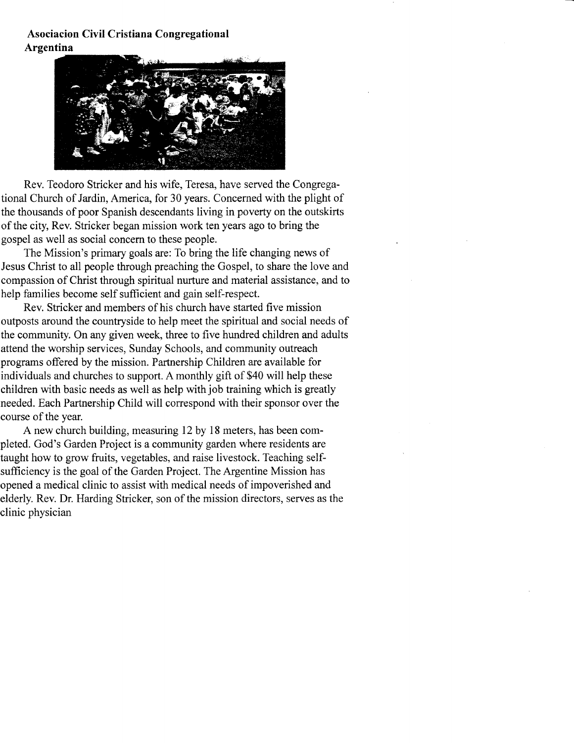**Asociacion Civil Cristiana Congregational**
**Argentina**

Rev. Teodoro Stricker and his wife, Teresa, have served the Congregational Church of Jardin, America, for 30 years. Concerned with the plight of the thousands of poor Spanish descendants living in poverty on the outskirts of the city, Rev. Stricker began mission work ten years ago to bring the gospel as well as social concern to these people.

The Mission's primary goals are: To bring the life changing news of Jesus Christ to all people through preaching the Gospel, to share the love and compassion of Christ through spiritual nurture and material assistance, and to help families become self sufficient and gain self-respect.

Rev. Stricker and members of his church have started five mission outposts around the countryside to help meet the spiritual and social needs of the community. On any given week, three to five hundred children and adults attend the worship services, Sunday Schools, and community outreach programs offered by the mission. Partnership Children are available for individuals and churches to support. A monthly gift of $40 will help these children with basic needs as well as help with job training which is greatly needed. Each Partnership Child will correspond with their sponsor over the course of the year.

A new church building, measuring 12 by 18 meters, has been completed. God's Garden Project is a community garden where residents are taught how to grow fruits, vegetables, and raise livestock. Teaching self-sufficiency is the goal of the Garden Project. The Argentine Mission has opened a medical clinic to assist with medical needs of impoverished and elderly. Rev. Dr. Harding Stricker, son of the mission directors, serves as the clinic physician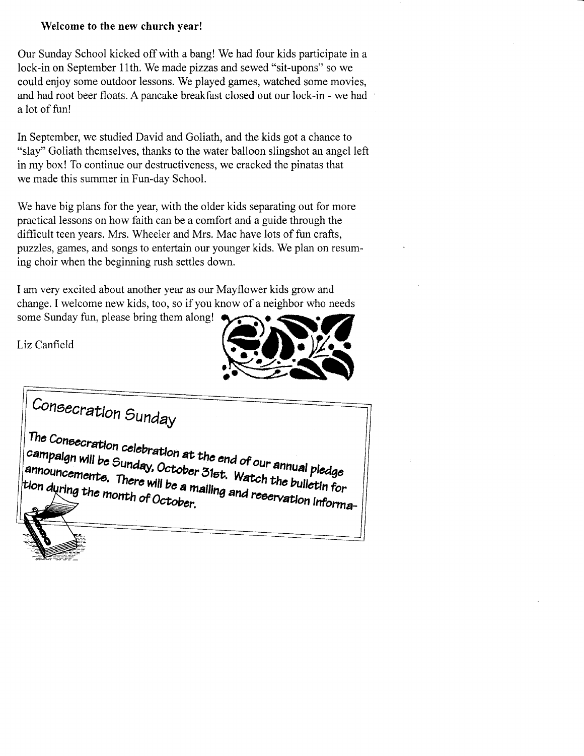**Welcome to the new church year!**

Our Sunday School kicked off with a bang! We had four kids participate in a lock-in on September 11th. We made pizzas and sewed "sit-upons" so we could enjoy some outdoor lessons. We played games, watched some movies, and had root beer floats. A pancake breakfast closed out our lock-in - we had a lot of fun!

In September, we studied David and Goliath, and the kids got a chance to "slay" Goliath themselves, thanks to the water balloon slingshot an angel left in my box! To continue our destructiveness, we cracked the pinatas that we made this summer in Fun-day School.

We have big plans for the year, with the older kids separating out for more practical lessons on how faith can be a comfort and a guide through the difficult teen years. Mrs. Wheeler and Mrs. Mac have lots of fun crafts, puzzles, games, and songs to entertain our younger kids. We plan on resuming choir when the beginning rush settles down.

I am very excited about another year as our Mayflower kids grow and change. I welcome new kids, too, so if you know of a neighbor who needs some Sunday fun, please bring them along!

Liz Canfield

## Consecration Sunday

**The Consecration celebration at the end of our annual pledge campaign will be Sunday, October 31st. Watch the bulletin for announcements. There will be a mailing and reservation information during the month of October.**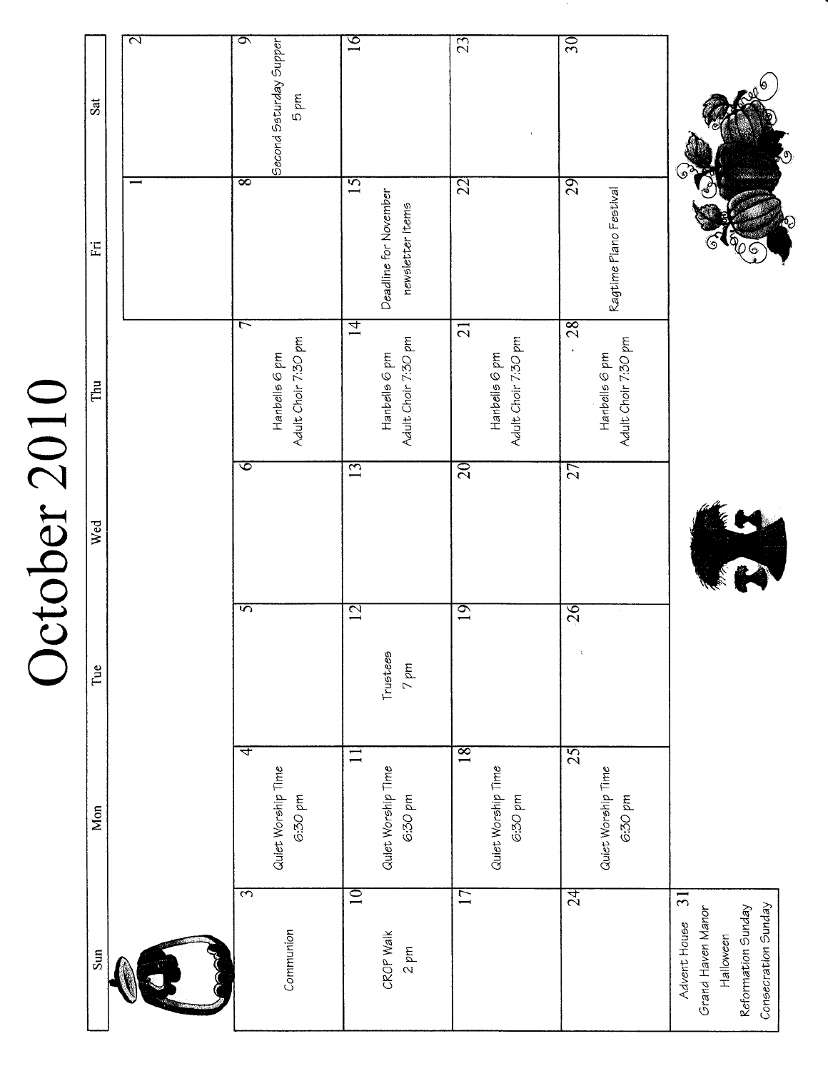# October 2010

| Sun | Mon | Tue | Wed | Thu | Fri | Sat |
|---|---|---|---|---|---|---|
| | | | | | 1 | 2 |
| 3<br>Communion | 4<br>Quiet Worship Time<br>6:30 pm | 5 | 6 | 7<br>Hanbells 6 pm<br>Adult Choir 7:30 pm | 8 | 9<br>Second Ssturday Supper<br>5 pm |
| 10<br>CROP Walk<br>2 pm | 11<br>Quiet Worship Time<br>6:30 pm | 12<br>Trustees<br>7 pm | 13 | 14<br>Hanbells 6 pm<br>Adult Choir 7:30 pm | 15<br>Deadline for November<br>newsletter Items | 16 |
| 17 | 18<br>Quiet Worship Time<br>6:30 pm | 19 | 20 | 21<br>Hanbells 6 pm<br>Adult Choir 7:30 pm | 22 | 23 |
| 24 | 25<br>Quiet Worship Time<br>6:30 pm | 26 | 27 | 28<br>Hanbells 6 pm<br>Adult Choir 7:30 pm | 29<br>Ragtime Piano Festival | 30 |
| 31<br>Advent House<br>Grand Haven Manor<br>Halloween<br>Reformation Sunday<br>Consecration Sunday | | | | | | |